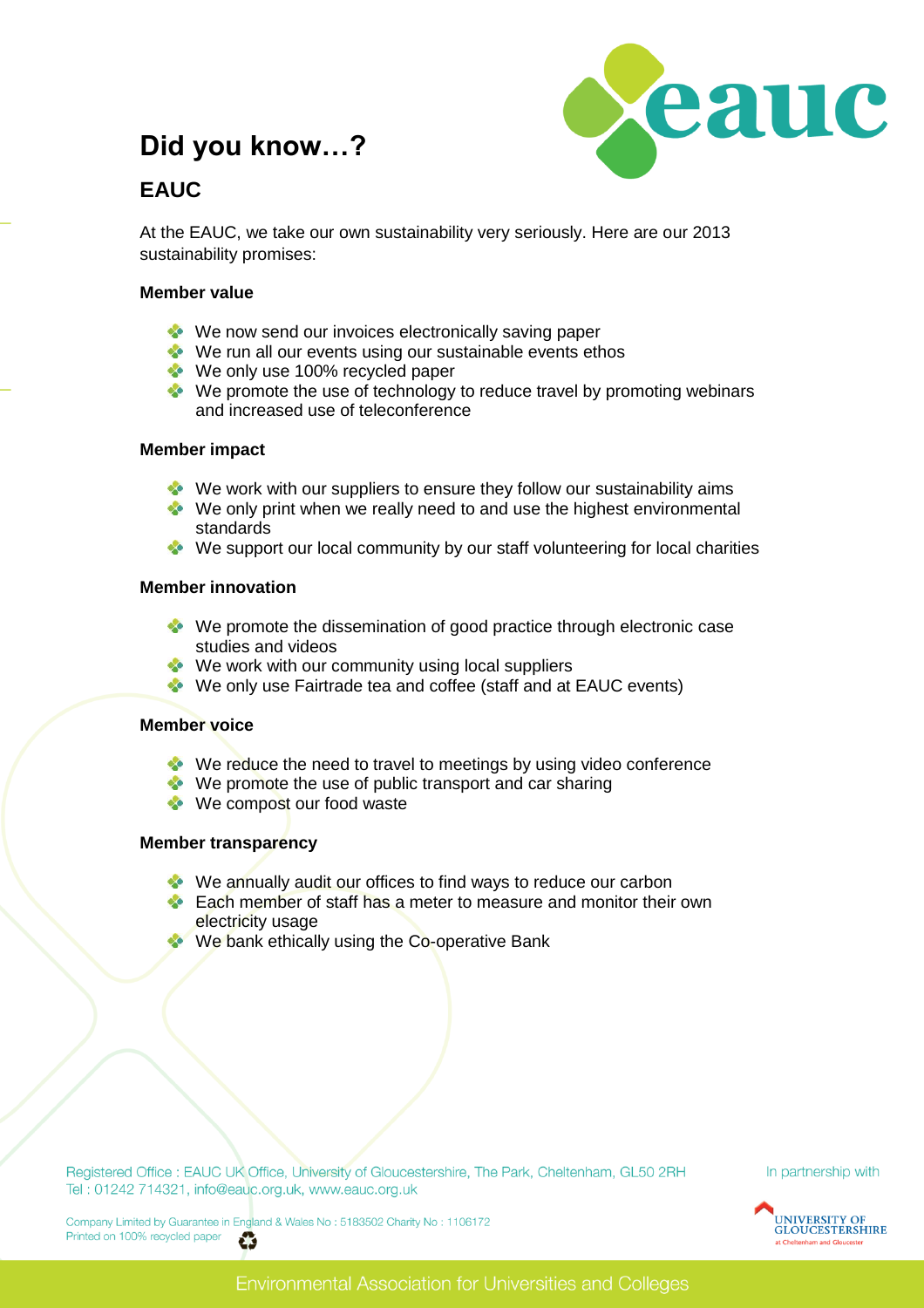# Did you know…?

## EAUC

At the EAUC, we take our own sustainability very seriously. Here are our 2013 sustainability promises:

### Member value

- We now send our invoices electronically saving paper
- We run all our events using our sustainable events ethos
- We only use 100% recycled paper
- We promote the use of technology to reduce travel by promoting webinars and increased use of teleconference

### Member impact

- We work with our suppliers to ensure they follow our sustainability aims
- We only print when we really need to and use the highest environmental standards
- We support our local community by our staff volunteering for local charities

### Member innovation

- We promote the dissemination of good practice through electronic case studies and videos
- We work with our community using local suppliers
- We only use Fairtrade tea and coffee (staff and at EAUC events)

### Member voice

- We reduce the need to travel to meetings by using video conference
- We promote the use of public transport and car sharing
- We compost our food waste

### Member transparency

- We annually audit our offices to find ways to reduce our carbon
- Each member of staff has a meter to measure and monitor their own electricity usage
- We bank ethically using the Co-operative Bank

Registered Office : EAUC UK Office, University of Gloucestershire, The Park, Cheltenham, GL50 2RH
Tel : 01242 714321, info@eauc.org.uk, www.eauc.org.uk

Company Limited by Guarantee in England & Wales No : 5183502 Charity No : 1106172
Printed on 100% recycled paper

In partnership with University of Gloucestershire at Cheltenham and Gloucester

Environmental Association for Universities and Colleges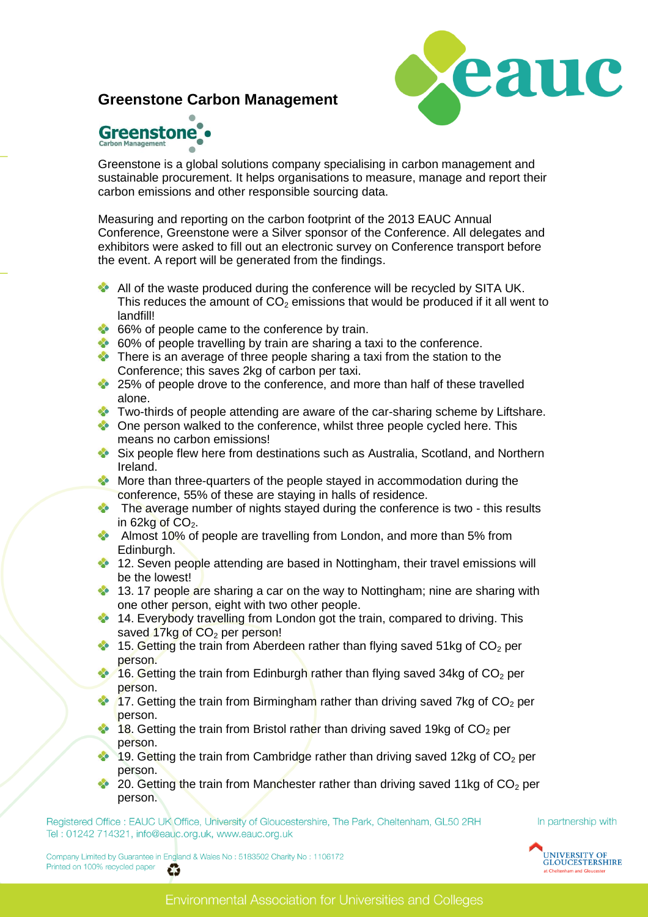## Greenstone Carbon Management

Greenstone is a global solutions company specialising in carbon management and sustainable procurement. It helps organisations to measure, manage and report their carbon emissions and other responsible sourcing data.

Measuring and reporting on the carbon footprint of the 2013 EAUC Annual Conference, Greenstone were a Silver sponsor of the Conference. All delegates and exhibitors were asked to fill out an electronic survey on Conference transport before the event. A report will be generated from the findings.

- All of the waste produced during the conference will be recycled by SITA UK. This reduces the amount of $CO_2$ emissions that would be produced if it all went to landfill!
- 66% of people came to the conference by train.
- 60% of people travelling by train are sharing a taxi to the conference.
- There is an average of three people sharing a taxi from the station to the Conference; this saves 2kg of carbon per taxi.
- 25% of people drove to the conference, and more than half of these travelled alone.
- Two-thirds of people attending are aware of the car-sharing scheme by Liftshare.
- One person walked to the conference, whilst three people cycled here. This means no carbon emissions!
- Six people flew here from destinations such as Australia, Scotland, and Northern Ireland.
- More than three-quarters of the people stayed in accommodation during the conference, 55% of these are staying in halls of residence.
- The average number of nights stayed during the conference is two - this results in 62kg of $CO_2$.
- Almost 10% of people are travelling from London, and more than 5% from Edinburgh.
- 12. Seven people attending are based in Nottingham, their travel emissions will be the lowest!
- 13. 17 people are sharing a car on the way to Nottingham; nine are sharing with one other person, eight with two other people.
- 14. Everybody travelling from London got the train, compared to driving. This saved 17kg of $CO_2$ per person!
- 15. Getting the train from Aberdeen rather than flying saved 51kg of $CO_2$ per person.
- 16. Getting the train from Edinburgh rather than flying saved 34kg of $CO_2$ per person.
- 17. Getting the train from Birmingham rather than driving saved 7kg of $CO_2$ per person.
- 18. Getting the train from Bristol rather than driving saved 19kg of $CO_2$ per person.
- 19. Getting the train from Cambridge rather than driving saved 12kg of $CO_2$ per person.
- 20. Getting the train from Manchester rather than driving saved 11kg of $CO_2$ per person.

Registered Office : EAUC UK Office, University of Gloucestershire, The Park, Cheltenham, GL50 2RH
Tel : 01242 714321, info@eauc.org.uk, www.eauc.org.uk

Company Limited by Guarantee in England & Wales No : 5183502 Charity No : 1106172
Printed on 100% recycled paper

In partnership with University of Gloucestershire

Environmental Association for Universities and Colleges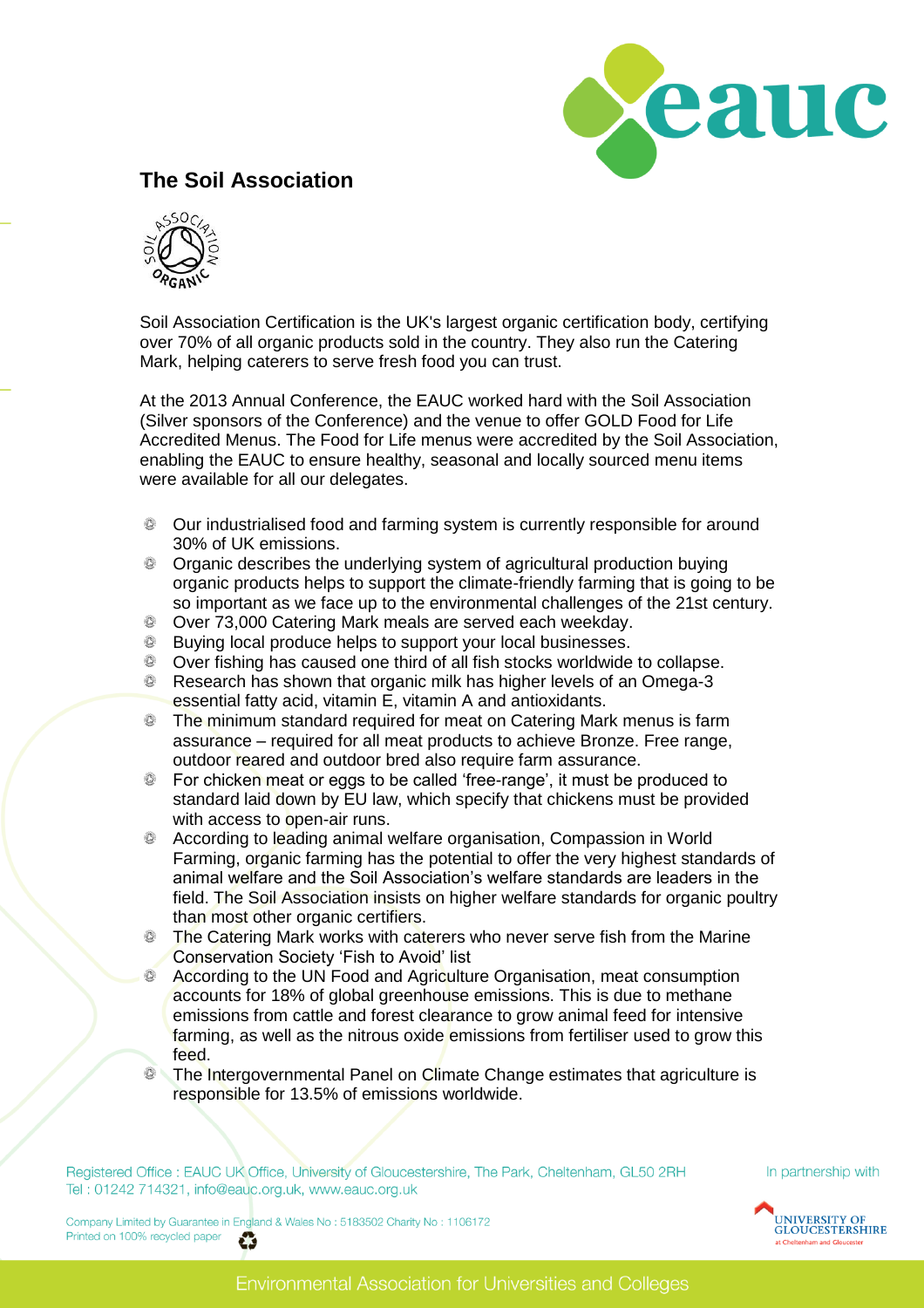## The Soil Association

Soil Association Certification is the UK's largest organic certification body, certifying over 70% of all organic products sold in the country. They also run the Catering Mark, helping caterers to serve fresh food you can trust.

At the 2013 Annual Conference, the EAUC worked hard with the Soil Association (Silver sponsors of the Conference) and the venue to offer GOLD Food for Life Accredited Menus. The Food for Life menus were accredited by the Soil Association, enabling the EAUC to ensure healthy, seasonal and locally sourced menu items were available for all our delegates.

- Our industrialised food and farming system is currently responsible for around 30% of UK emissions.
- Organic describes the underlying system of agricultural production buying organic products helps to support the climate-friendly farming that is going to be so important as we face up to the environmental challenges of the 21st century.
- Over 73,000 Catering Mark meals are served each weekday.
- Buying local produce helps to support your local businesses.
- Over fishing has caused one third of all fish stocks worldwide to collapse.
- Research has shown that organic milk has higher levels of an Omega-3 essential fatty acid, vitamin E, vitamin A and antioxidants.
- The minimum standard required for meat on Catering Mark menus is farm assurance – required for all meat products to achieve Bronze. Free range, outdoor reared and outdoor bred also require farm assurance.
- For chicken meat or eggs to be called 'free-range', it must be produced to standard laid down by EU law, which specify that chickens must be provided with access to open-air runs.
- According to leading animal welfare organisation, Compassion in World Farming, organic farming has the potential to offer the very highest standards of animal welfare and the Soil Association's welfare standards are leaders in the field. The Soil Association insists on higher welfare standards for organic poultry than most other organic certifiers.
- The Catering Mark works with caterers who never serve fish from the Marine Conservation Society 'Fish to Avoid' list
- According to the UN Food and Agriculture Organisation, meat consumption accounts for 18% of global greenhouse emissions. This is due to methane emissions from cattle and forest clearance to grow animal feed for intensive farming, as well as the nitrous oxide emissions from fertiliser used to grow this feed.
- The Intergovernmental Panel on Climate Change estimates that agriculture is responsible for 13.5% of emissions worldwide.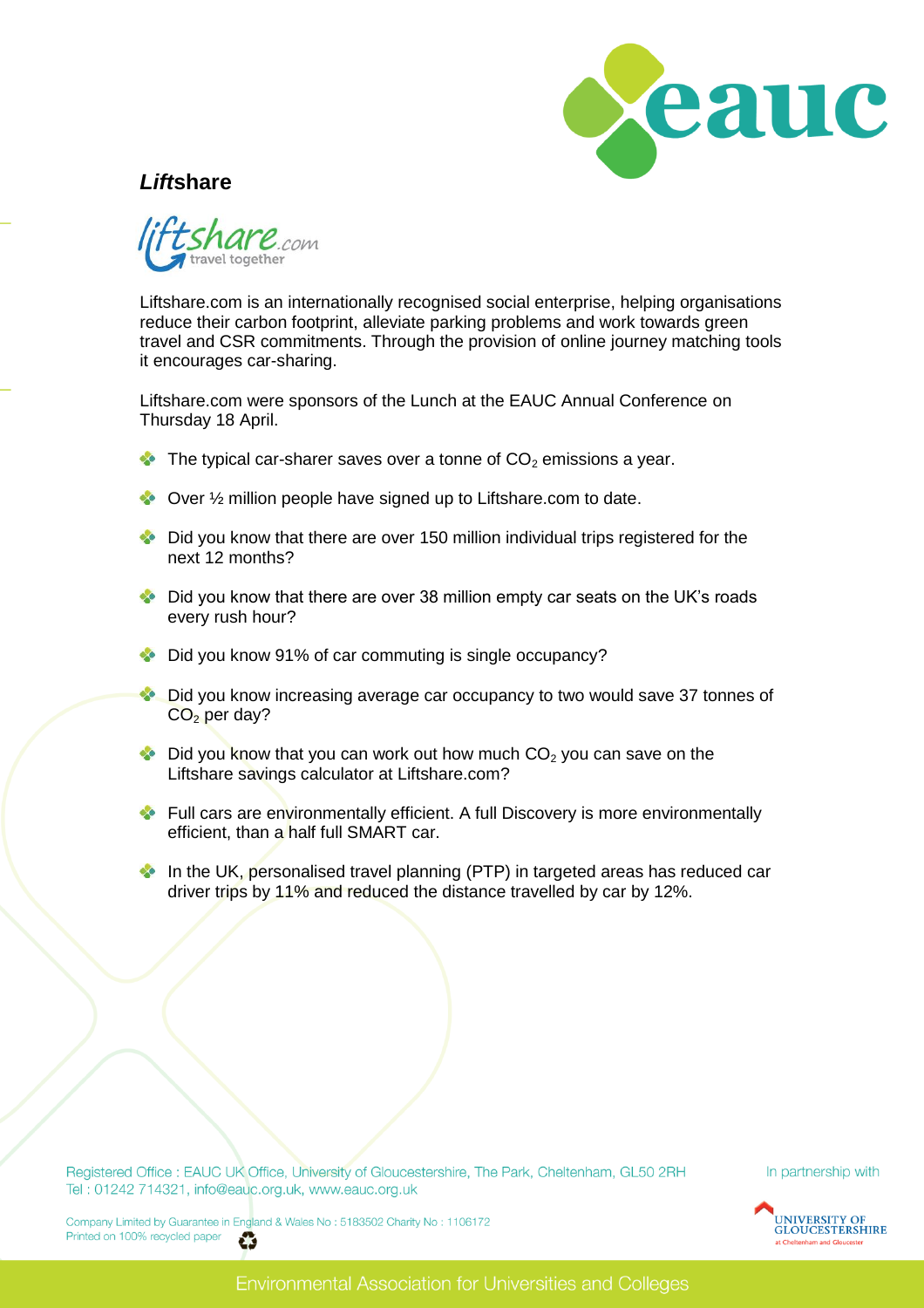## ***Lift*share**

liftshare.com travel together

Liftshare.com is an internationally recognised social enterprise, helping organisations reduce their carbon footprint, alleviate parking problems and work towards green travel and CSR commitments. Through the provision of online journey matching tools it encourages car-sharing.

Liftshare.com were sponsors of the Lunch at the EAUC Annual Conference on Thursday 18 April.

- The typical car-sharer saves over a tonne of $CO_2$ emissions a year.
- Over ½ million people have signed up to Liftshare.com to date.
- Did you know that there are over 150 million individual trips registered for the next 12 months?
- Did you know that there are over 38 million empty car seats on the UK's roads every rush hour?
- Did you know 91% of car commuting is single occupancy?
- Did you know increasing average car occupancy to two would save 37 tonnes of $CO_2$ per day?
- Did you know that you can work out how much $CO_2$ you can save on the Liftshare savings calculator at Liftshare.com?
- Full cars are environmentally efficient. A full Discovery is more environmentally efficient, than a half full SMART car.
- In the UK, personalised travel planning (PTP) in targeted areas has reduced car driver trips by 11% and reduced the distance travelled by car by 12%.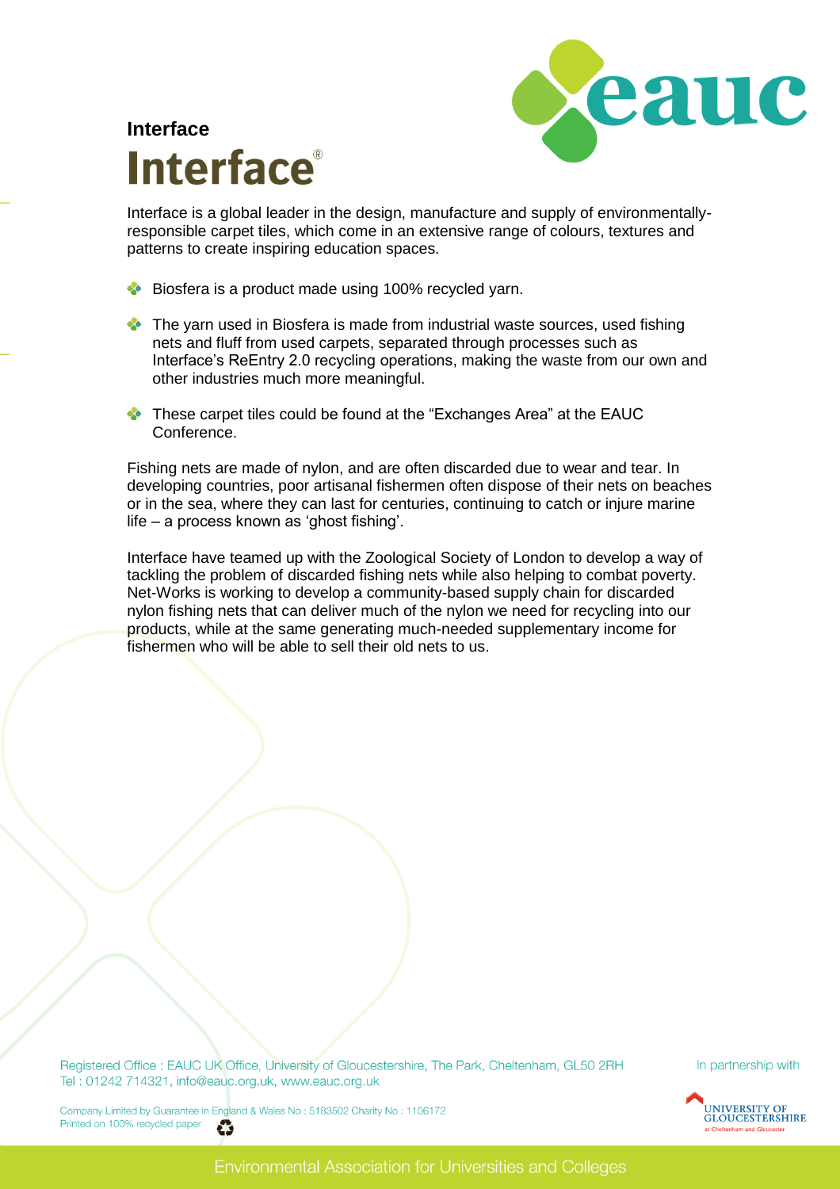## Interface

Interface is a global leader in the design, manufacture and supply of environmentally-responsible carpet tiles, which come in an extensive range of colours, textures and patterns to create inspiring education spaces.

- Biosfera is a product made using 100% recycled yarn.
- The yarn used in Biosfera is made from industrial waste sources, used fishing nets and fluff from used carpets, separated through processes such as Interface's ReEntry 2.0 recycling operations, making the waste from our own and other industries much more meaningful.
- These carpet tiles could be found at the "Exchanges Area" at the EAUC Conference.

Fishing nets are made of nylon, and are often discarded due to wear and tear. In developing countries, poor artisanal fishermen often dispose of their nets on beaches or in the sea, where they can last for centuries, continuing to catch or injure marine life – a process known as 'ghost fishing'.

Interface have teamed up with the Zoological Society of London to develop a way of tackling the problem of discarded fishing nets while also helping to combat poverty. Net-Works is working to develop a community-based supply chain for discarded nylon fishing nets that can deliver much of the nylon we need for recycling into our products, while at the same generating much-needed supplementary income for fishermen who will be able to sell their old nets to us.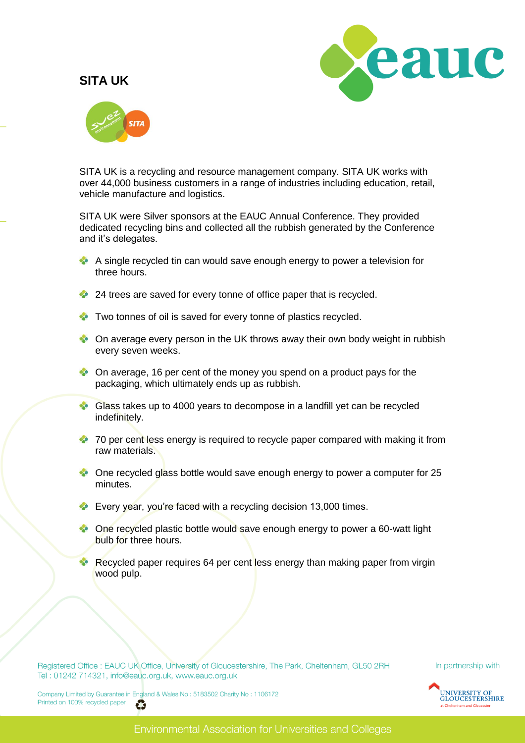## SITA UK

SITA UK is a recycling and resource management company. SITA UK works with over 44,000 business customers in a range of industries including education, retail, vehicle manufacture and logistics.

SITA UK were Silver sponsors at the EAUC Annual Conference. They provided dedicated recycling bins and collected all the rubbish generated by the Conference and it's delegates.

- A single recycled tin can would save enough energy to power a television for three hours.
- 24 trees are saved for every tonne of office paper that is recycled.
- Two tonnes of oil is saved for every tonne of plastics recycled.
- On average every person in the UK throws away their own body weight in rubbish every seven weeks.
- On average, 16 per cent of the money you spend on a product pays for the packaging, which ultimately ends up as rubbish.
- Glass takes up to 4000 years to decompose in a landfill yet can be recycled indefinitely.
- 70 per cent less energy is required to recycle paper compared with making it from raw materials.
- One recycled glass bottle would save enough energy to power a computer for 25 minutes.
- Every year, you're faced with a recycling decision 13,000 times.
- One recycled plastic bottle would save enough energy to power a 60-watt light bulb for three hours.
- Recycled paper requires 64 per cent less energy than making paper from virgin wood pulp.